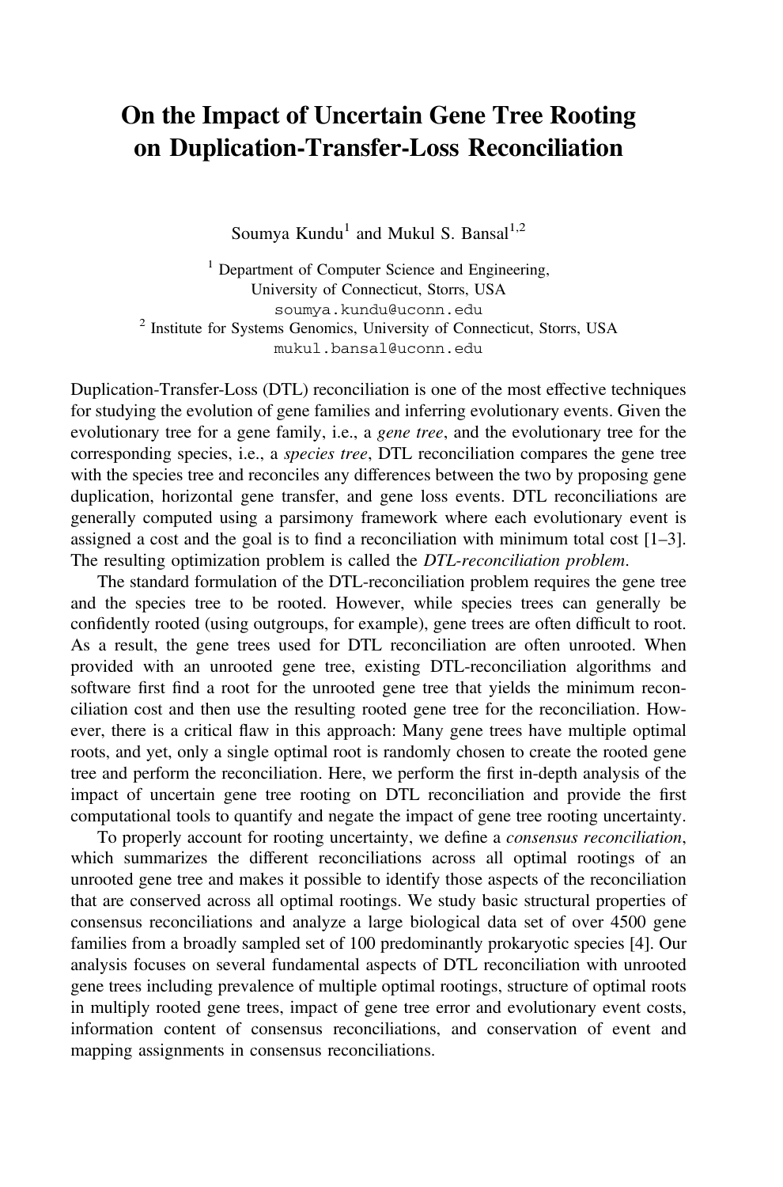# On the Impact of Uncertain Gene Tree Rooting on Duplication-Transfer-Loss Reconciliation

Soumya Kundu[1] and Mukul S. Bansal[1,2]

[1] Department of Computer Science and Engineering, University of Connecticut, Storrs, USA
soumya.kundu@uconn.edu

[2] Institute for Systems Genomics, University of Connecticut, Storrs, USA
mukul.bansal@uconn.edu

Duplication-Transfer-Loss (DTL) reconciliation is one of the most effective techniques for studying the evolution of gene families and inferring evolutionary events. Given the evolutionary tree for a gene family, i.e., a *gene tree*, and the evolutionary tree for the corresponding species, i.e., a *species tree*, DTL reconciliation compares the gene tree with the species tree and reconciles any differences between the two by proposing gene duplication, horizontal gene transfer, and gene loss events. DTL reconciliations are generally computed using a parsimony framework where each evolutionary event is assigned a cost and the goal is to find a reconciliation with minimum total cost [1–3]. The resulting optimization problem is called the *DTL-reconciliation problem*.

The standard formulation of the DTL-reconciliation problem requires the gene tree and the species tree to be rooted. However, while species trees can generally be confidently rooted (using outgroups, for example), gene trees are often difficult to root. As a result, the gene trees used for DTL reconciliation are often unrooted. When provided with an unrooted gene tree, existing DTL-reconciliation algorithms and software first find a root for the unrooted gene tree that yields the minimum reconciliation cost and then use the resulting rooted gene tree for the reconciliation. However, there is a critical flaw in this approach: Many gene trees have multiple optimal roots, and yet, only a single optimal root is randomly chosen to create the rooted gene tree and perform the reconciliation. Here, we perform the first in-depth analysis of the impact of uncertain gene tree rooting on DTL reconciliation and provide the first computational tools to quantify and negate the impact of gene tree rooting uncertainty.

To properly account for rooting uncertainty, we define a *consensus reconciliation*, which summarizes the different reconciliations across all optimal rootings of an unrooted gene tree and makes it possible to identify those aspects of the reconciliation that are conserved across all optimal rootings. We study basic structural properties of consensus reconciliations and analyze a large biological data set of over 4500 gene families from a broadly sampled set of 100 predominantly prokaryotic species [4]. Our analysis focuses on several fundamental aspects of DTL reconciliation with unrooted gene trees including prevalence of multiple optimal rootings, structure of optimal roots in multiply rooted gene trees, impact of gene tree error and evolutionary event costs, information content of consensus reconciliations, and conservation of event and mapping assignments in consensus reconciliations.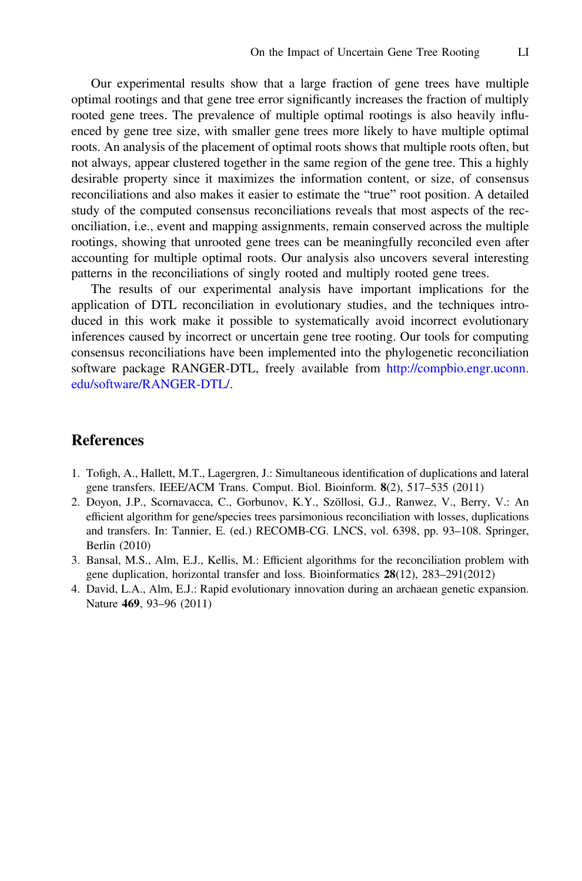Our experimental results show that a large fraction of gene trees have multiple optimal rootings and that gene tree error significantly increases the fraction of multiply rooted gene trees. The prevalence of multiple optimal rootings is also heavily influenced by gene tree size, with smaller gene trees more likely to have multiple optimal roots. An analysis of the placement of optimal roots shows that multiple roots often, but not always, appear clustered together in the same region of the gene tree. This a highly desirable property since it maximizes the information content, or size, of consensus reconciliations and also makes it easier to estimate the "true" root position. A detailed study of the computed consensus reconciliations reveals that most aspects of the reconciliation, i.e., event and mapping assignments, remain conserved across the multiple rootings, showing that unrooted gene trees can be meaningfully reconciled even after accounting for multiple optimal roots. Our analysis also uncovers several interesting patterns in the reconciliations of singly rooted and multiply rooted gene trees.

The results of our experimental analysis have important implications for the application of DTL reconciliation in evolutionary studies, and the techniques introduced in this work make it possible to systematically avoid incorrect evolutionary inferences caused by incorrect or uncertain gene tree rooting. Our tools for computing consensus reconciliations have been implemented into the phylogenetic reconciliation software package RANGER-DTL, freely available from http://compbio.engr.uconn.edu/software/RANGER-DTL/.

## References

1. Tofigh, A., Hallett, M.T., Lagergren, J.: Simultaneous identification of duplications and lateral gene transfers. IEEE/ACM Trans. Comput. Biol. Bioinform. **8**(2), 517–535 (2011)
2. Doyon, J.P., Scornavacca, C., Gorbunov, K.Y., Szöllosi, G.J., Ranwez, V., Berry, V.: An efficient algorithm for gene/species trees parsimonious reconciliation with losses, duplications and transfers. In: Tannier, E. (ed.) RECOMB-CG. LNCS, vol. 6398, pp. 93–108. Springer, Berlin (2010)
3. Bansal, M.S., Alm, E.J., Kellis, M.: Efficient algorithms for the reconciliation problem with gene duplication, horizontal transfer and loss. Bioinformatics **28**(12), 283–291(2012)
4. David, L.A., Alm, E.J.: Rapid evolutionary innovation during an archaean genetic expansion. Nature **469**, 93–96 (2011)